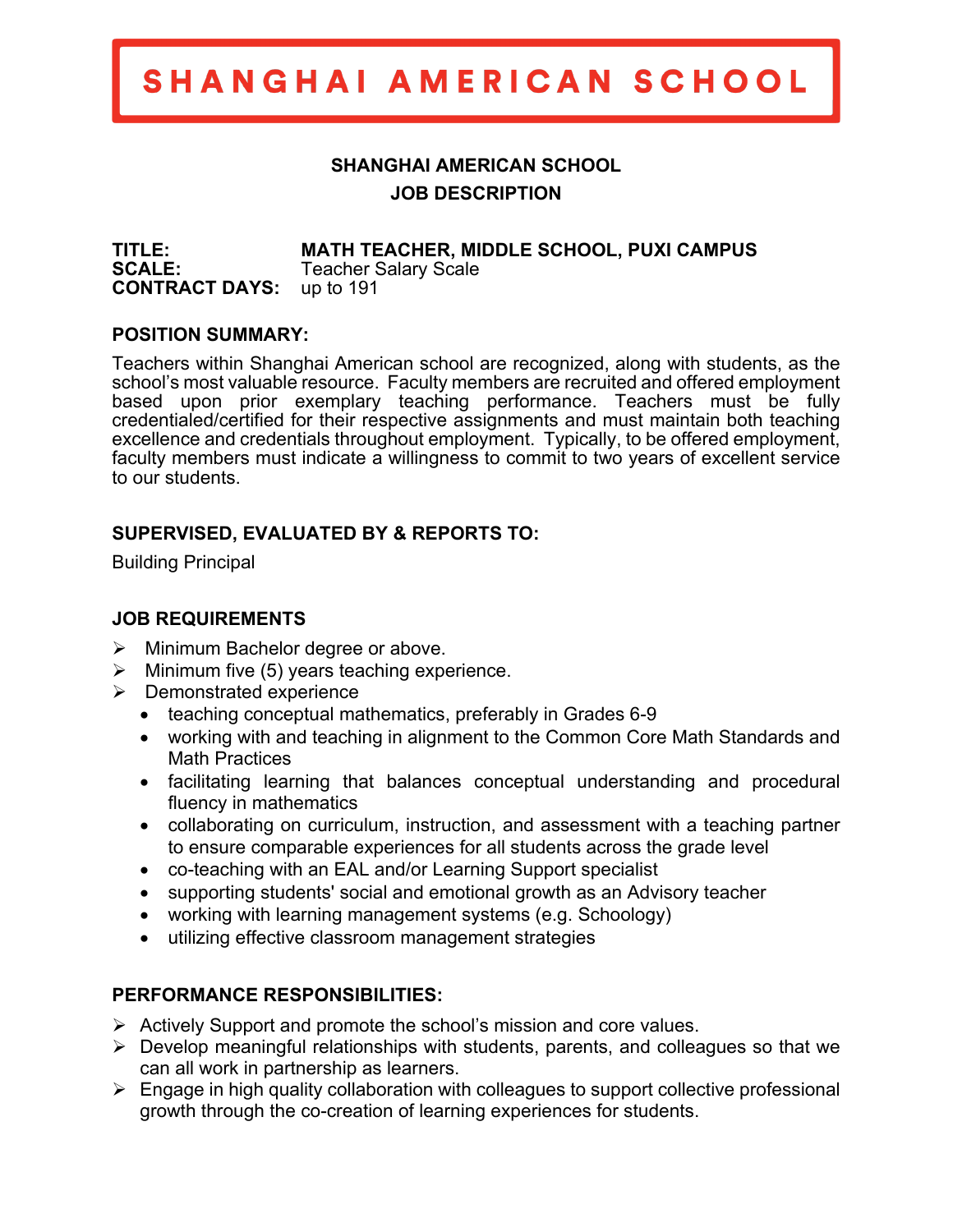# SHANGHAI AMERICAN SCHOOL

**SHANGHAI AMERICAN SCHOOL**
**JOB DESCRIPTION**

**TITLE:** **MATH TEACHER, MIDDLE SCHOOL, PUXI CAMPUS**
**SCALE:** Teacher Salary Scale
**CONTRACT DAYS:** up to 191

### POSITION SUMMARY:

Teachers within Shanghai American school are recognized, along with students, as the school's most valuable resource. Faculty members are recruited and offered employment based upon prior exemplary teaching performance. Teachers must be fully credentialed/certified for their respective assignments and must maintain both teaching excellence and credentials throughout employment. Typically, to be offered employment, faculty members must indicate a willingness to commit to two years of excellent service to our students.

### SUPERVISED, EVALUATED BY & REPORTS TO:

Building Principal

### JOB REQUIREMENTS

- Minimum Bachelor degree or above.
- Minimum five (5) years teaching experience.
- Demonstrated experience
  - teaching conceptual mathematics, preferably in Grades 6-9
  - working with and teaching in alignment to the Common Core Math Standards and Math Practices
  - facilitating learning that balances conceptual understanding and procedural fluency in mathematics
  - collaborating on curriculum, instruction, and assessment with a teaching partner to ensure comparable experiences for all students across the grade level
  - co-teaching with an EAL and/or Learning Support specialist
  - supporting students' social and emotional growth as an Advisory teacher
  - working with learning management systems (e.g. Schoology)
  - utilizing effective classroom management strategies

### PERFORMANCE RESPONSIBILITIES:

- Actively Support and promote the school's mission and core values.
- Develop meaningful relationships with students, parents, and colleagues so that we can all work in partnership as learners.
- Engage in high quality collaboration with colleagues to support collective professional growth through the co-creation of learning experiences for students.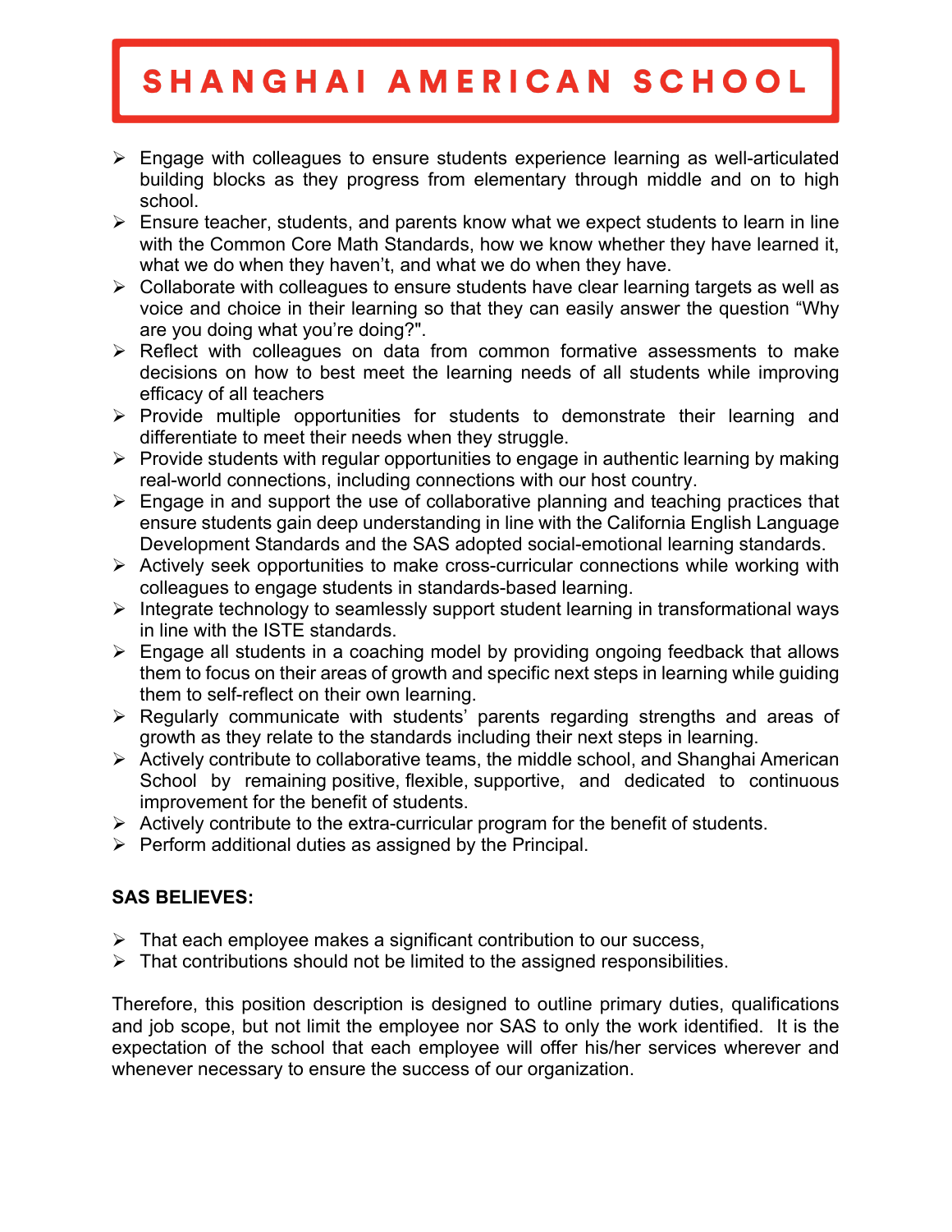# SHANGHAI AMERICAN SCHOOL

- Engage with colleagues to ensure students experience learning as well-articulated building blocks as they progress from elementary through middle and on to high school.
- Ensure teacher, students, and parents know what we expect students to learn in line with the Common Core Math Standards, how we know whether they have learned it, what we do when they haven't, and what we do when they have.
- Collaborate with colleagues to ensure students have clear learning targets as well as voice and choice in their learning so that they can easily answer the question "Why are you doing what you're doing?".
- Reflect with colleagues on data from common formative assessments to make decisions on how to best meet the learning needs of all students while improving efficacy of all teachers
- Provide multiple opportunities for students to demonstrate their learning and differentiate to meet their needs when they struggle.
- Provide students with regular opportunities to engage in authentic learning by making real-world connections, including connections with our host country.
- Engage in and support the use of collaborative planning and teaching practices that ensure students gain deep understanding in line with the California English Language Development Standards and the SAS adopted social-emotional learning standards.
- Actively seek opportunities to make cross-curricular connections while working with colleagues to engage students in standards-based learning.
- Integrate technology to seamlessly support student learning in transformational ways in line with the ISTE standards.
- Engage all students in a coaching model by providing ongoing feedback that allows them to focus on their areas of growth and specific next steps in learning while guiding them to self-reflect on their own learning.
- Regularly communicate with students' parents regarding strengths and areas of growth as they relate to the standards including their next steps in learning.
- Actively contribute to collaborative teams, the middle school, and Shanghai American School by remaining positive, flexible, supportive, and dedicated to continuous improvement for the benefit of students.
- Actively contribute to the extra-curricular program for the benefit of students.
- Perform additional duties as assigned by the Principal.

**SAS BELIEVES:**

- That each employee makes a significant contribution to our success,
- That contributions should not be limited to the assigned responsibilities.

Therefore, this position description is designed to outline primary duties, qualifications and job scope, but not limit the employee nor SAS to only the work identified. It is the expectation of the school that each employee will offer his/her services wherever and whenever necessary to ensure the success of our organization.